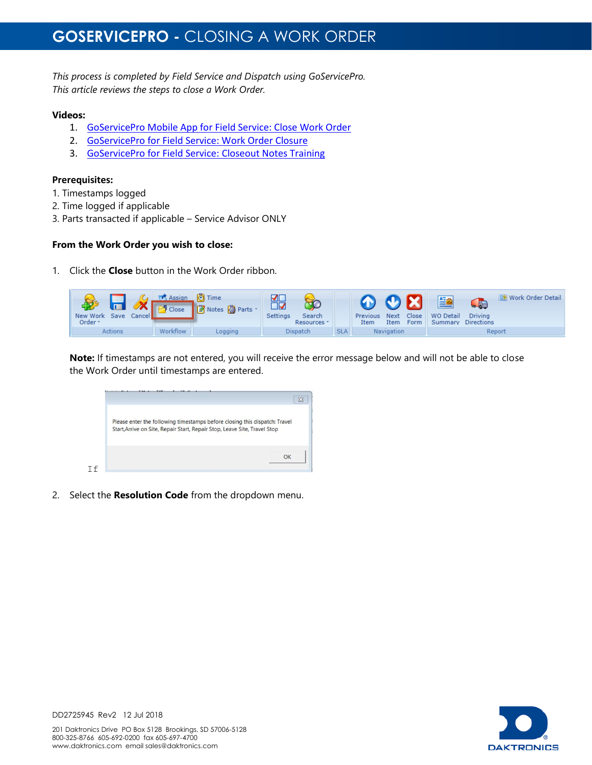# GOSERVICEPRO - CLOSING A WORK ORDER

*This process is completed by Field Service and Dispatch using GoServicePro.*
*This article reviews the steps to close a Work Order.*

**Videos:**

1. GoServicePro Mobile App for Field Service: Close Work Order
2. GoServicePro for Field Service: Work Order Closure
3. GoServicePro for Field Service: Closeout Notes Training

**Prerequisites:**

1. Timestamps logged
2. Time logged if applicable
3. Parts transacted if applicable – Service Advisor ONLY

**From the Work Order you wish to close:**

1. Click the **Close** button in the Work Order ribbon.

   **Note:** If timestamps are not entered, you will receive the error message below and will not be able to close the Work Order until timestamps are entered.

   If

2. Select the **Resolution Code** from the dropdown menu.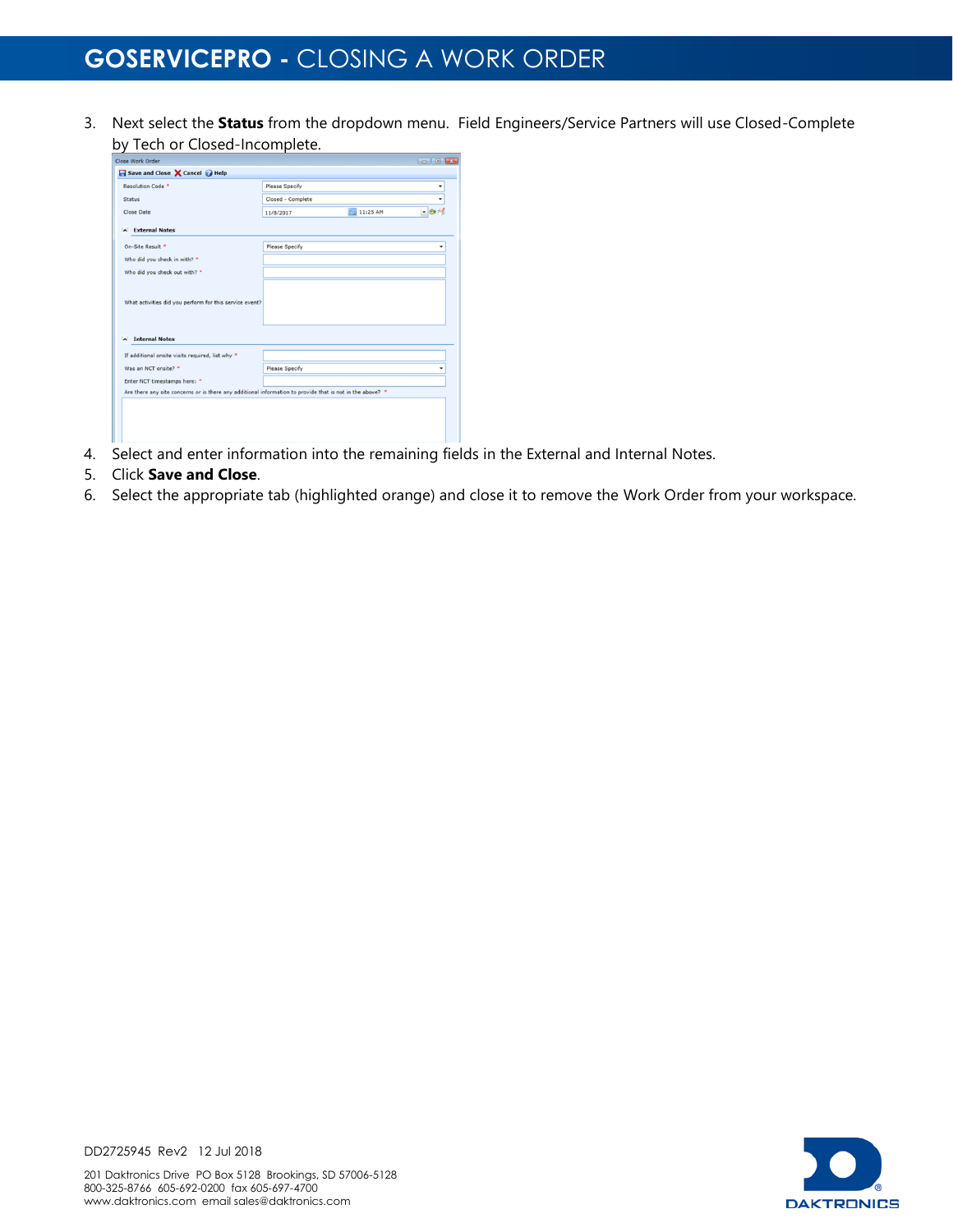3. Next select the **Status** from the dropdown menu. Field Engineers/Service Partners will use Closed-Complete by Tech or Closed-Incomplete.

4. Select and enter information into the remaining fields in the External and Internal Notes.
5. Click **Save and Close**.
6. Select the appropriate tab (highlighted orange) and close it to remove the Work Order from your workspace.

DD2725945 Rev2 12 Jul 2018

201 Daktronics Drive PO Box 5128 Brookings, SD 57006-5128
800-325-8766 605-692-0200 fax 605-697-4700
www.daktronics.com email sales@daktronics.com